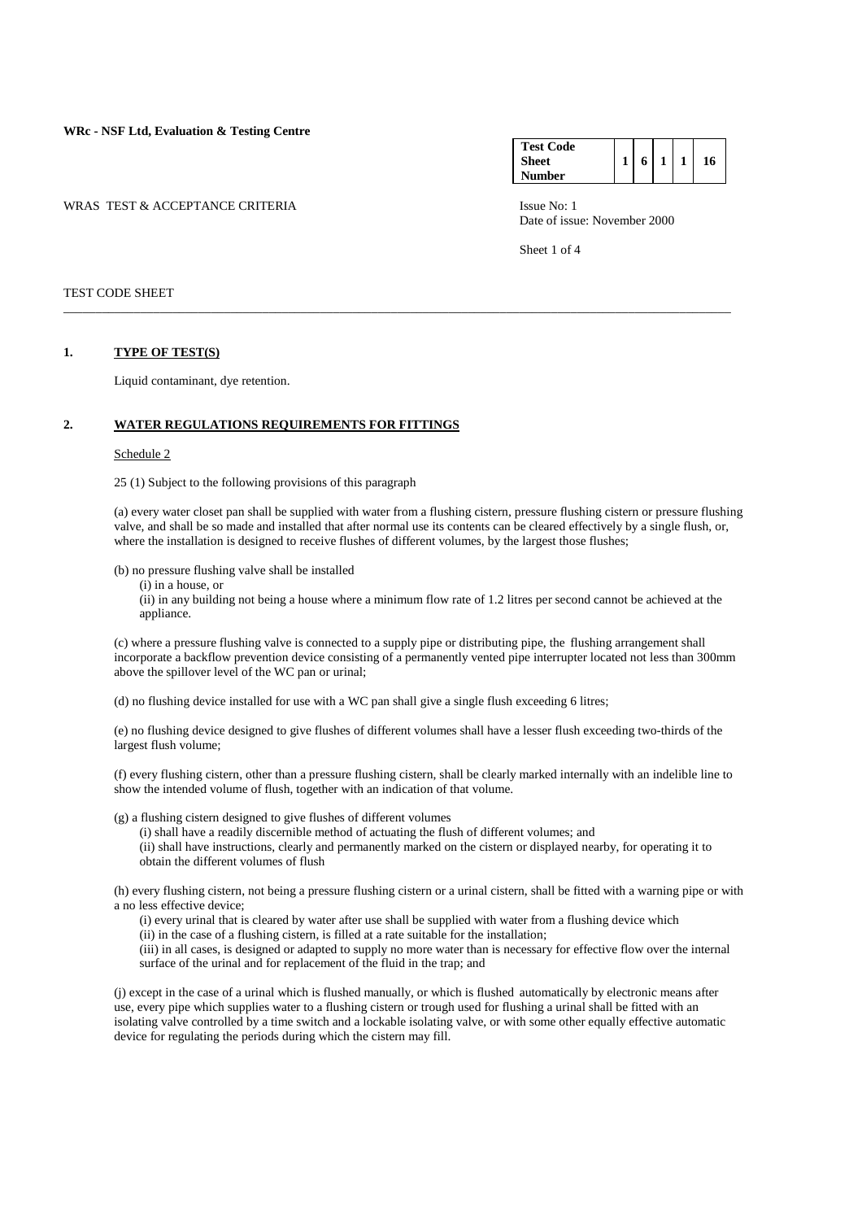**WRc - NSF Ltd, Evaluation & Testing Centre**

| Test Code Sheet Number | 1 | 6 | 1 | 1 | 16 |
|---|---|---|---|---|---|

WRAS TEST & ACCEPTANCE CRITERIA

Issue No: 1
Date of issue: November 2000

TEST CODE SHEET

---

## 1. TYPE OF TEST(S)

Liquid contaminant, dye retention.

## 2. WATER REGULATIONS REQUIREMENTS FOR FITTINGS

Schedule 2

25 (1) Subject to the following provisions of this paragraph

(a) every water closet pan shall be supplied with water from a flushing cistern, pressure flushing cistern or pressure flushing valve, and shall be so made and installed that after normal use its contents can be cleared effectively by a single flush, or, where the installation is designed to receive flushes of different volumes, by the largest those flushes;

(b) no pressure flushing valve shall be installed

(i) in a house, or

(ii) in any building not being a house where a minimum flow rate of 1.2 litres per second cannot be achieved at the appliance.

(c) where a pressure flushing valve is connected to a supply pipe or distributing pipe, the flushing arrangement shall incorporate a backflow prevention device consisting of a permanently vented pipe interrupter located not less than 300mm above the spillover level of the WC pan or urinal;

(d) no flushing device installed for use with a WC pan shall give a single flush exceeding 6 litres;

(e) no flushing device designed to give flushes of different volumes shall have a lesser flush exceeding two-thirds of the largest flush volume;

(f) every flushing cistern, other than a pressure flushing cistern, shall be clearly marked internally with an indelible line to show the intended volume of flush, together with an indication of that volume.

(g) a flushing cistern designed to give flushes of different volumes

(i) shall have a readily discernible method of actuating the flush of different volumes; and

(ii) shall have instructions, clearly and permanently marked on the cistern or displayed nearby, for operating it to obtain the different volumes of flush

(h) every flushing cistern, not being a pressure flushing cistern or a urinal cistern, shall be fitted with a warning pipe or with a no less effective device;

(i) every urinal that is cleared by water after use shall be supplied with water from a flushing device which

(ii) in the case of a flushing cistern, is filled at a rate suitable for the installation;

(iii) in all cases, is designed or adapted to supply no more water than is necessary for effective flow over the internal surface of the urinal and for replacement of the fluid in the trap; and

(j) except in the case of a urinal which is flushed manually, or which is flushed automatically by electronic means after use, every pipe which supplies water to a flushing cistern or trough used for flushing a urinal shall be fitted with an isolating valve controlled by a time switch and a lockable isolating valve, or with some other equally effective automatic device for regulating the periods during which the cistern may fill.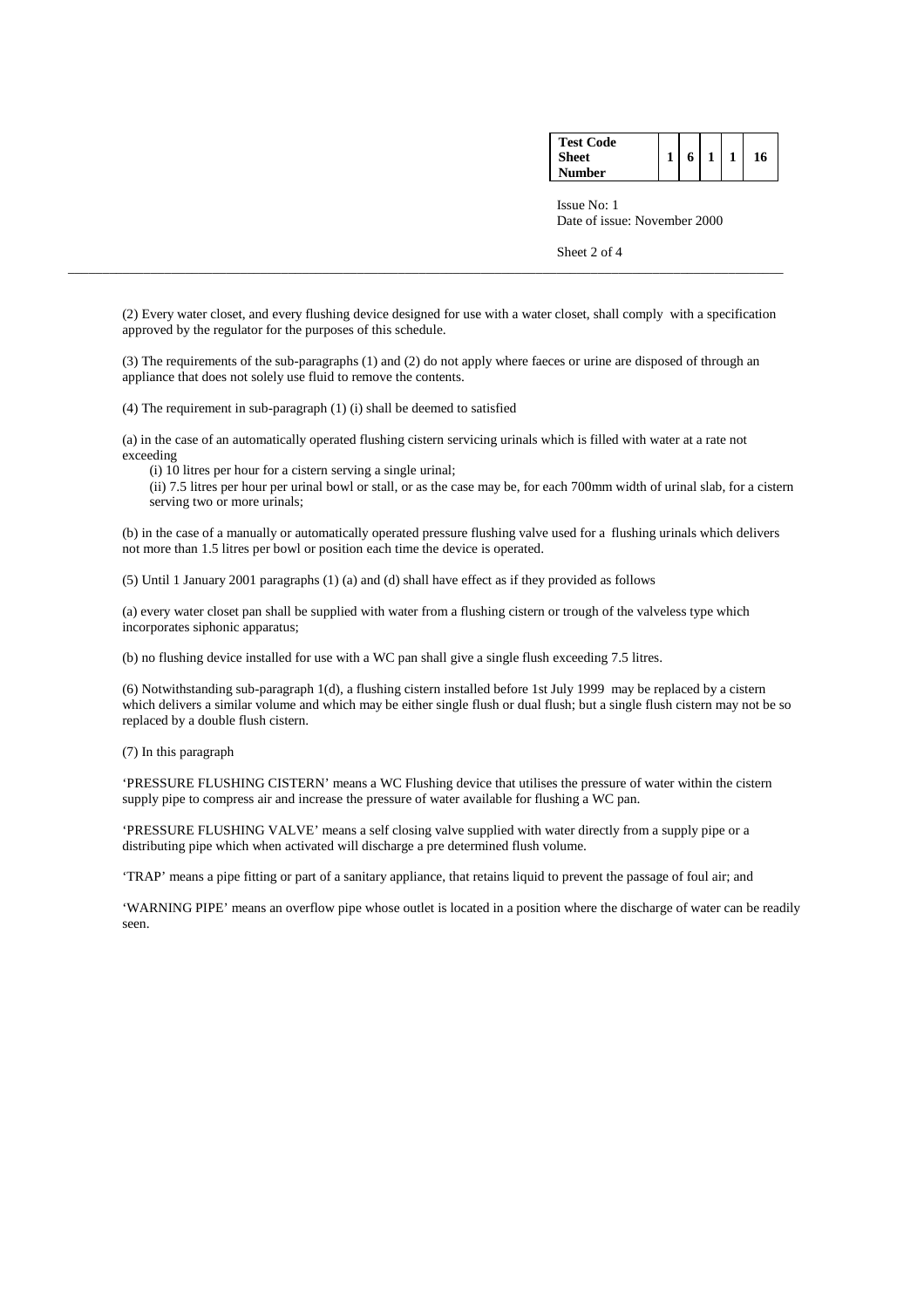(2) Every water closet, and every flushing device designed for use with a water closet, shall comply with a specification approved by the regulator for the purposes of this schedule.

(3) The requirements of the sub-paragraphs (1) and (2) do not apply where faeces or urine are disposed of through an appliance that does not solely use fluid to remove the contents.

(4) The requirement in sub-paragraph (1) (i) shall be deemed to satisfied

(a) in the case of an automatically operated flushing cistern servicing urinals which is filled with water at a rate not exceeding

(i) 10 litres per hour for a cistern serving a single urinal;

(ii) 7.5 litres per hour per urinal bowl or stall, or as the case may be, for each 700mm width of urinal slab, for a cistern serving two or more urinals;

(b) in the case of a manually or automatically operated pressure flushing valve used for a flushing urinals which delivers not more than 1.5 litres per bowl or position each time the device is operated.

(5) Until 1 January 2001 paragraphs (1) (a) and (d) shall have effect as if they provided as follows

(a) every water closet pan shall be supplied with water from a flushing cistern or trough of the valveless type which incorporates siphonic apparatus;

(b) no flushing device installed for use with a WC pan shall give a single flush exceeding 7.5 litres.

(6) Notwithstanding sub-paragraph 1(d), a flushing cistern installed before 1st July 1999 may be replaced by a cistern which delivers a similar volume and which may be either single flush or dual flush; but a single flush cistern may not be so replaced by a double flush cistern.

(7) In this paragraph

'PRESSURE FLUSHING CISTERN' means a WC Flushing device that utilises the pressure of water within the cistern supply pipe to compress air and increase the pressure of water available for flushing a WC pan.

'PRESSURE FLUSHING VALVE' means a self closing valve supplied with water directly from a supply pipe or a distributing pipe which when activated will discharge a pre determined flush volume.

'TRAP' means a pipe fitting or part of a sanitary appliance, that retains liquid to prevent the passage of foul air; and

'WARNING PIPE' means an overflow pipe whose outlet is located in a position where the discharge of water can be readily seen.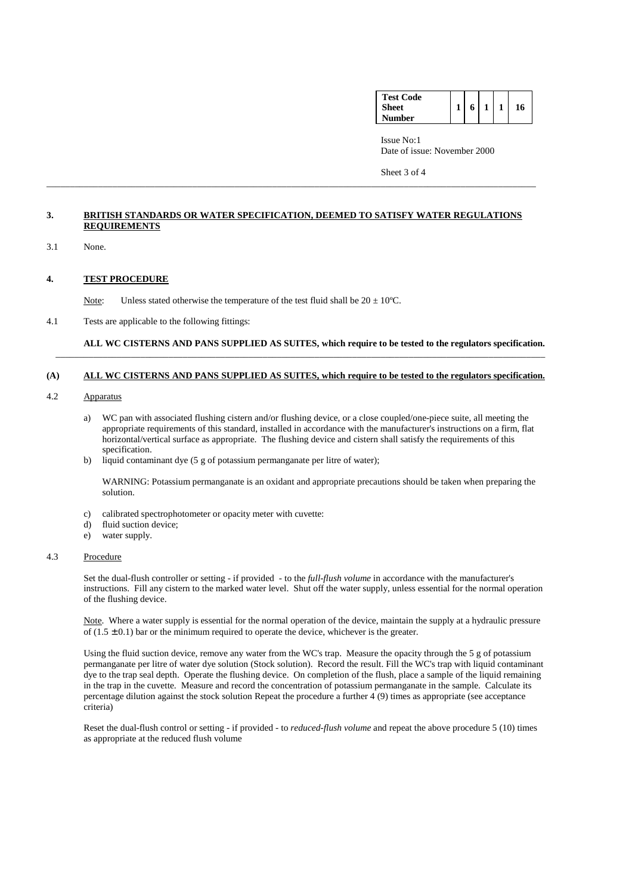| Test Code Sheet Number | 1 | 6 | 1 | 1 | 16 |
|---|---|---|---|---|---|

Issue No:1
Date of issue: November 2000

## 3. BRITISH STANDARDS OR WATER SPECIFICATION, DEEMED TO SATISFY WATER REGULATIONS REQUIREMENTS

3.1 None.

## 4. TEST PROCEDURE

Note: Unless stated otherwise the temperature of the test fluid shall be 20 ± 10ºC.

4.1 Tests are applicable to the following fittings:

**ALL WC CISTERNS AND PANS SUPPLIED AS SUITES, which require to be tested to the regulators specification.**

---

### (A) ALL WC CISTERNS AND PANS SUPPLIED AS SUITES, which require to be tested to the regulators specification.

4.2 Apparatus

a) WC pan with associated flushing cistern and/or flushing device, or a close coupled/one-piece suite, all meeting the appropriate requirements of this standard, installed in accordance with the manufacturer's instructions on a firm, flat horizontal/vertical surface as appropriate. The flushing device and cistern shall satisfy the requirements of this specification.

b) liquid contaminant dye (5 g of potassium permanganate per litre of water);

WARNING: Potassium permanganate is an oxidant and appropriate precautions should be taken when preparing the solution.

c) calibrated spectrophotometer or opacity meter with cuvette:

d) fluid suction device;

e) water supply.

4.3 Procedure

Set the dual-flush controller or setting - if provided - to the *full-flush volume* in accordance with the manufacturer's instructions. Fill any cistern to the marked water level. Shut off the water supply, unless essential for the normal operation of the flushing device.

Note. Where a water supply is essential for the normal operation of the device, maintain the supply at a hydraulic pressure of (1.5 ± 0.1) bar or the minimum required to operate the device, whichever is the greater.

Using the fluid suction device, remove any water from the WC's trap. Measure the opacity through the 5 g of potassium permanganate per litre of water dye solution (Stock solution). Record the result. Fill the WC's trap with liquid contaminant dye to the trap seal depth. Operate the flushing device. On completion of the flush, place a sample of the liquid remaining in the trap in the cuvette. Measure and record the concentration of potassium permanganate in the sample. Calculate its percentage dilution against the stock solution Repeat the procedure a further 4 (9) times as appropriate (see acceptance criteria)

Reset the dual-flush control or setting - if provided - to *reduced-flush volume* and repeat the above procedure 5 (10) times as appropriate at the reduced flush volume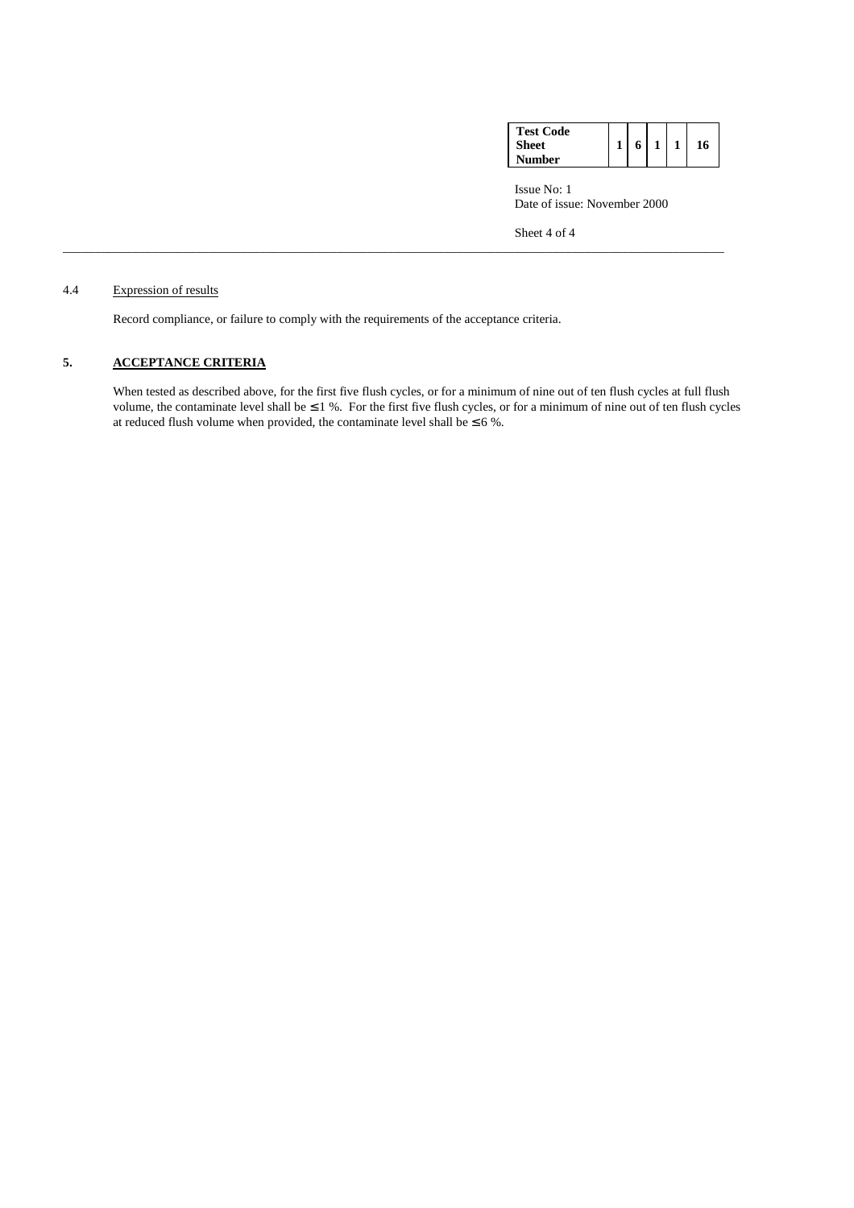### 4.4 Expression of results

Record compliance, or failure to comply with the requirements of the acceptance criteria.

## 5. ACCEPTANCE CRITERIA

When tested as described above, for the first five flush cycles, or for a minimum of nine out of ten flush cycles at full flush volume, the contaminate level shall be ≤ 1 %. For the first five flush cycles, or for a minimum of nine out of ten flush cycles at reduced flush volume when provided, the contaminate level shall be ≤ 6 %.